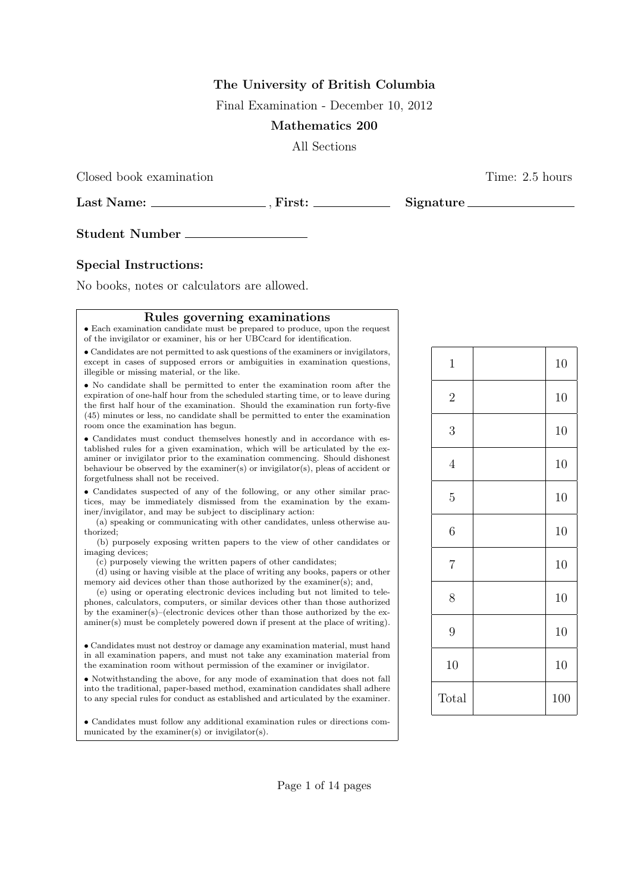**The University of British Columbia**

Final Examination - December 10, 2012

**Mathematics 200**

All Sections

Closed book examination Time: 2.5 hours

**Last Name:** \_\_\_\_\_\_\_\_\_\_\_\_\_\_\_\_ , **First:** \_\_\_\_\_\_\_\_\_\_\_\_ **Signature** \_\_\_\_\_\_\_\_\_\_\_\_\_\_\_\_

**Student Number** \_\_\_\_\_\_\_\_\_\_\_\_\_\_\_\_

**Special Instructions:**

No books, notes or calculators are allowed.

**Rules governing examinations**

- Each examination candidate must be prepared to produce, upon the request of the invigilator or examiner, his or her UBCcard for identification.
- Candidates are not permitted to ask questions of the examiners or invigilators, except in cases of supposed errors or ambiguities in examination questions, illegible or missing material, or the like.
- No candidate shall be permitted to enter the examination room after the expiration of one-half hour from the scheduled starting time, or to leave during the first half hour of the examination. Should the examination run forty-five (45) minutes or less, no candidate shall be permitted to enter the examination room once the examination has begun.
- Candidates must conduct themselves honestly and in accordance with established rules for a given examination, which will be articulated by the examiner or invigilator prior to the examination commencing. Should dishonest behaviour be observed by the examiner(s) or invigilator(s), pleas of accident or forgetfulness shall not be received.
- Candidates suspected of any of the following, or any other similar practices, may be immediately dismissed from the examination by the examiner/invigilator, and may be subject to disciplinary action:
  (a) speaking or communicating with other candidates, unless otherwise authorized;
  (b) purposely exposing written papers to the view of other candidates or imaging devices;
  (c) purposely viewing the written papers of other candidates;
  (d) using or having visible at the place of writing any books, papers or other memory aid devices other than those authorized by the examiner(s); and,
  (e) using or operating electronic devices including but not limited to telephones, calculators, computers, or similar devices other than those authorized by the examiner(s)–(electronic devices other than those authorized by the examiner(s) must be completely powered down if present at the place of writing).
- Candidates must not destroy or damage any examination material, must hand in all examination papers, and must not take any examination material from the examination room without permission of the examiner or invigilator.
- Notwithstanding the above, for any mode of examination that does not fall into the traditional, paper-based method, examination candidates shall adhere to any special rules for conduct as established and articulated by the examiner.
- Candidates must follow any additional examination rules or directions communicated by the examiner(s) or invigilator(s).

| Question | Score | Max |
|---|---|---|
| 1 | | 10 |
| 2 | | 10 |
| 3 | | 10 |
| 4 | | 10 |
| 5 | | 10 |
| 6 | | 10 |
| 7 | | 10 |
| 8 | | 10 |
| 9 | | 10 |
| 10 | | 10 |
| Total | | 100 |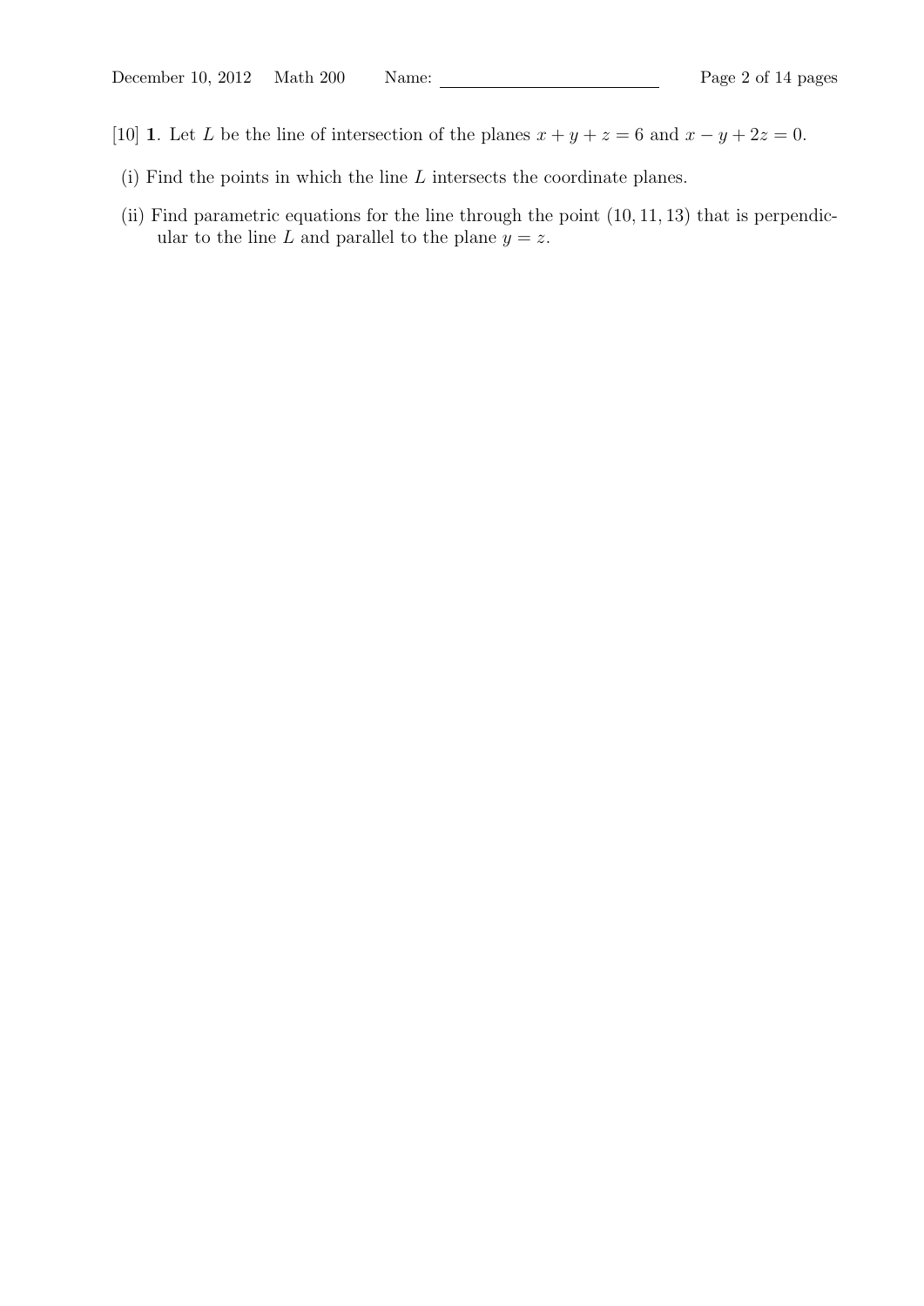[10] **1**. Let $L$ be the line of intersection of the planes $x + y + z = 6$ and $x - y + 2z = 0$.

(i) Find the points in which the line $L$ intersects the coordinate planes.

(ii) Find parametric equations for the line through the point $(10, 11, 13)$ that is perpendicular to the line $L$ and parallel to the plane $y = z$.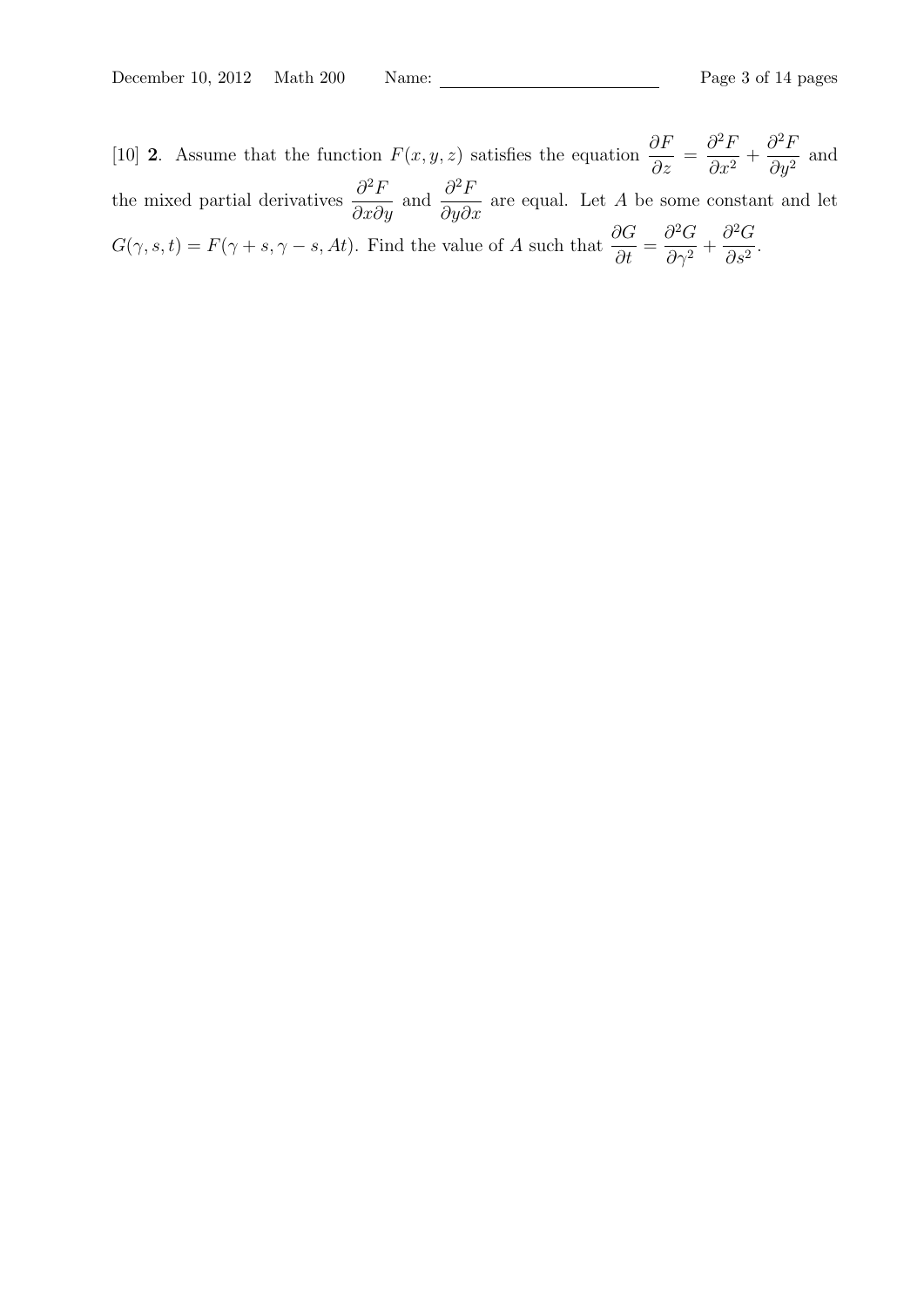[10] **2**. Assume that the function $F(x, y, z)$ satisfies the equation $\dfrac{\partial F}{\partial z} = \dfrac{\partial^2 F}{\partial x^2} + \dfrac{\partial^2 F}{\partial y^2}$ and the mixed partial derivatives $\dfrac{\partial^2 F}{\partial x \partial y}$ and $\dfrac{\partial^2 F}{\partial y \partial x}$ are equal. Let $A$ be some constant and let $G(\gamma, s, t) = F(\gamma + s, \gamma - s, At)$. Find the value of $A$ such that $\dfrac{\partial G}{\partial t} = \dfrac{\partial^2 G}{\partial \gamma^2} + \dfrac{\partial^2 G}{\partial s^2}$.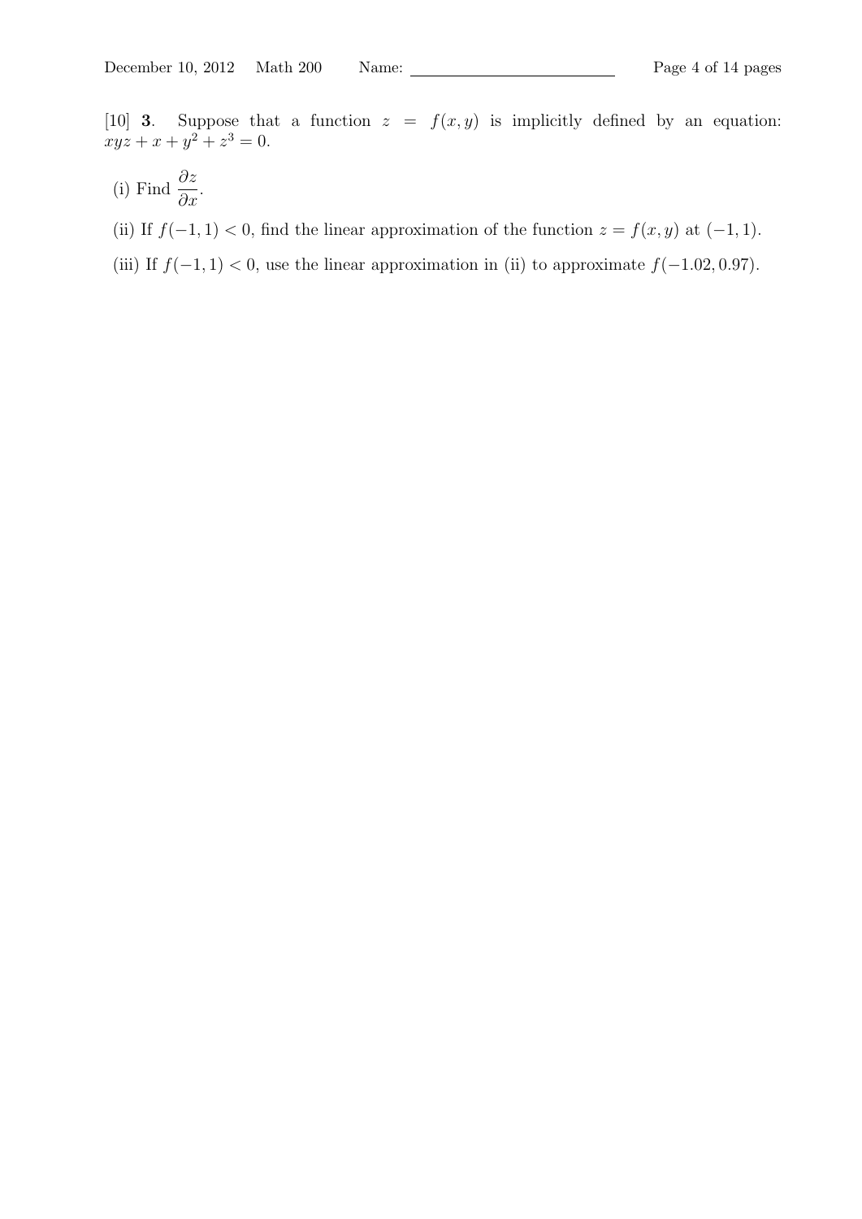[10] **3**. Suppose that a function $z = f(x, y)$ is implicitly defined by an equation: $xyz + x + y^2 + z^3 = 0$.

(i) Find $\dfrac{\partial z}{\partial x}$.

(ii) If $f(-1, 1) < 0$, find the linear approximation of the function $z = f(x, y)$ at $(-1, 1)$.

(iii) If $f(-1, 1) < 0$, use the linear approximation in (ii) to approximate $f(-1.02, 0.97)$.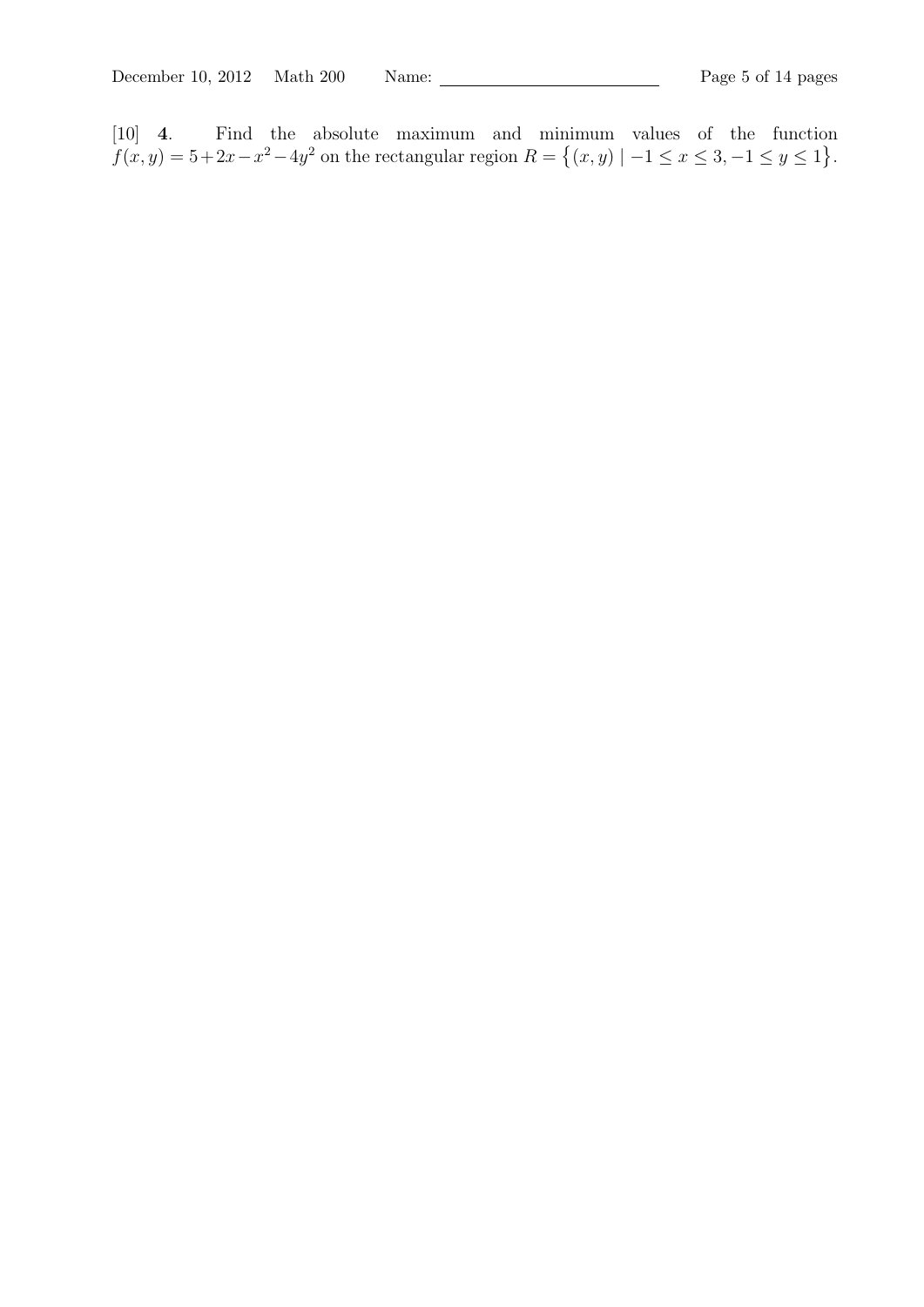[10] **4**. Find the absolute maximum and minimum values of the function $f(x, y) = 5 + 2x - x^2 - 4y^2$ on the rectangular region $R = \{(x, y) \mid -1 \le x \le 3, -1 \le y \le 1\}$.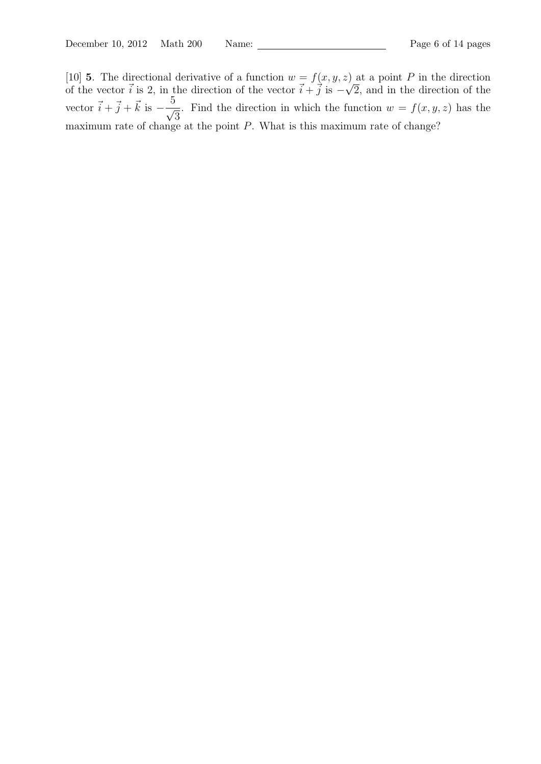[10] **5**. The directional derivative of a function $w = f(x, y, z)$ at a point $P$ in the direction of the vector $\vec{i}$ is 2, in the direction of the vector $\vec{i} + \vec{j}$ is $-\sqrt{2}$, and in the direction of the vector $\vec{i} + \vec{j} + \vec{k}$ is $-\dfrac{5}{\sqrt{3}}$. Find the direction in which the function $w = f(x, y, z)$ has the maximum rate of change at the point $P$. What is this maximum rate of change?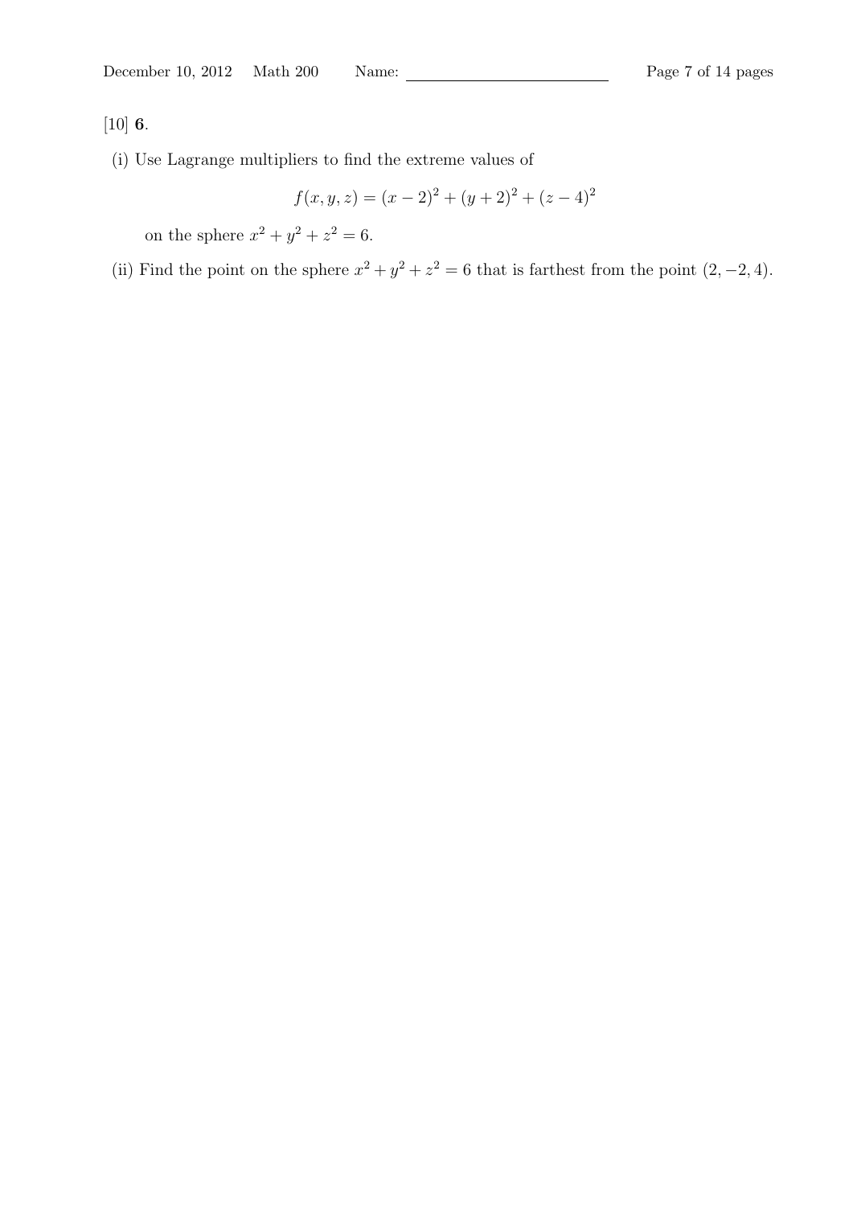[10] **6**.

(i) Use Lagrange multipliers to find the extreme values of

$$f(x, y, z) = (x - 2)^2 + (y + 2)^2 + (z - 4)^2$$

on the sphere $x^2 + y^2 + z^2 = 6$.

(ii) Find the point on the sphere $x^2 + y^2 + z^2 = 6$ that is farthest from the point $(2, -2, 4)$.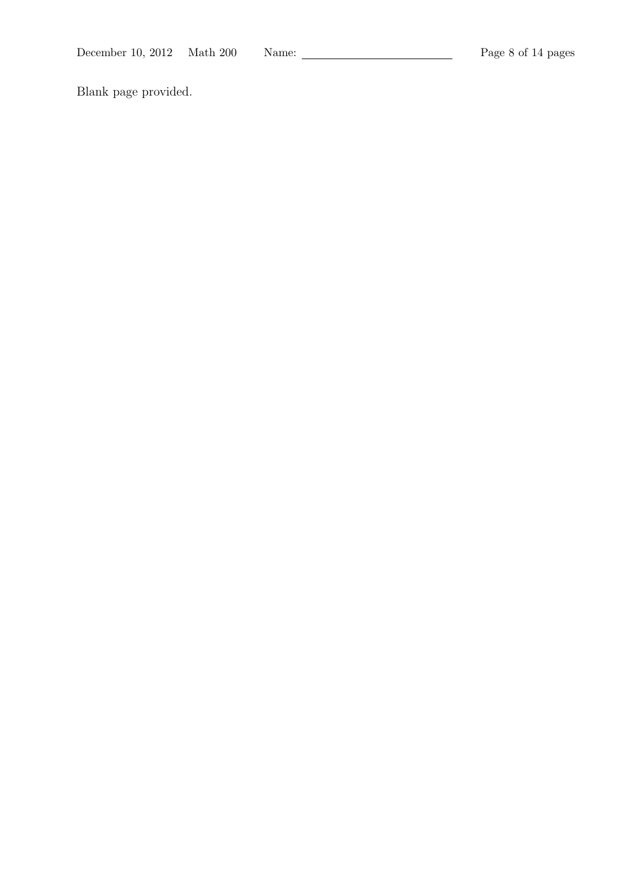Blank page provided.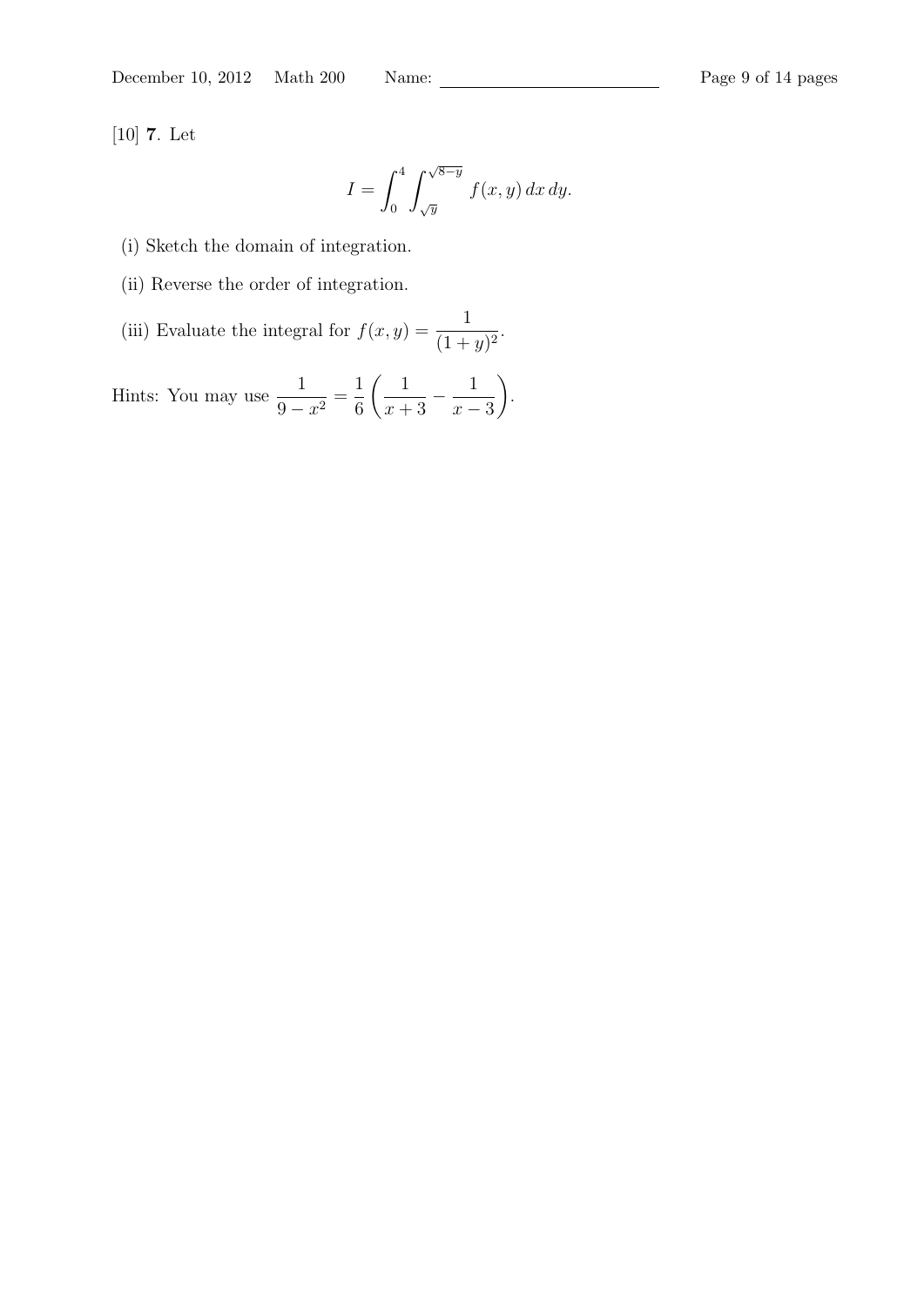[10] **7**. Let

$$I = \int_0^4 \int_{\sqrt{y}}^{\sqrt{8-y}} f(x, y)\, dx\, dy.$$

(i) Sketch the domain of integration.

(ii) Reverse the order of integration.

(iii) Evaluate the integral for $f(x, y) = \dfrac{1}{(1+y)^2}$.

Hints: You may use $\dfrac{1}{9-x^2} = \dfrac{1}{6}\left(\dfrac{1}{x+3} - \dfrac{1}{x-3}\right)$.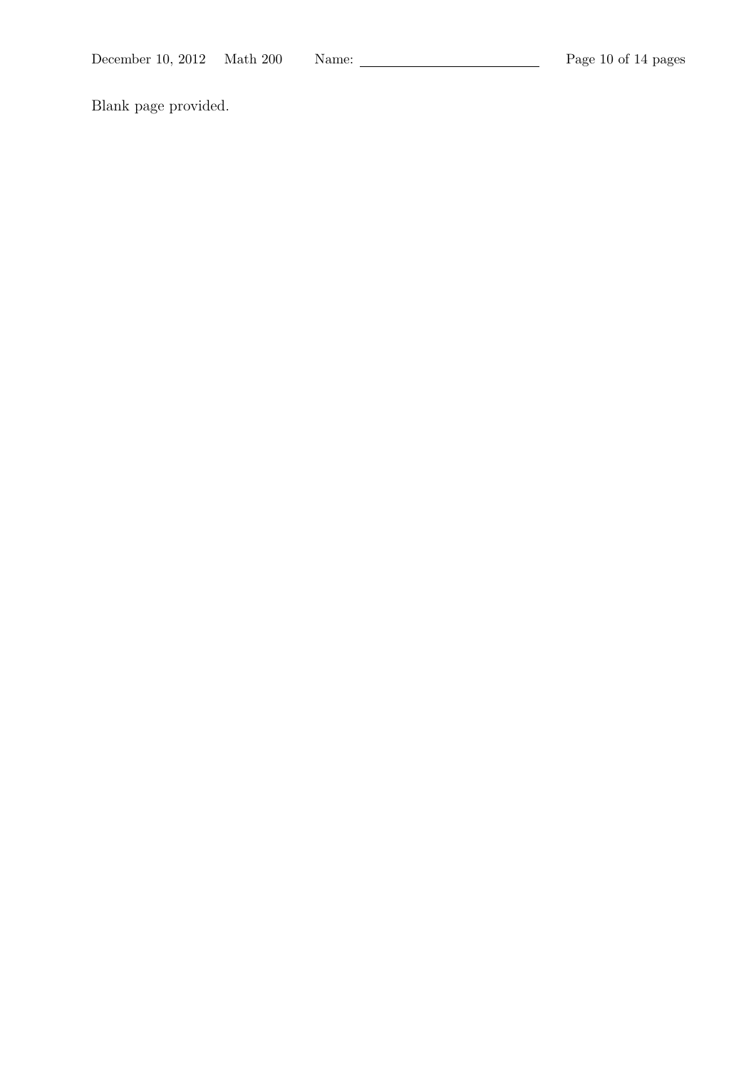Blank page provided.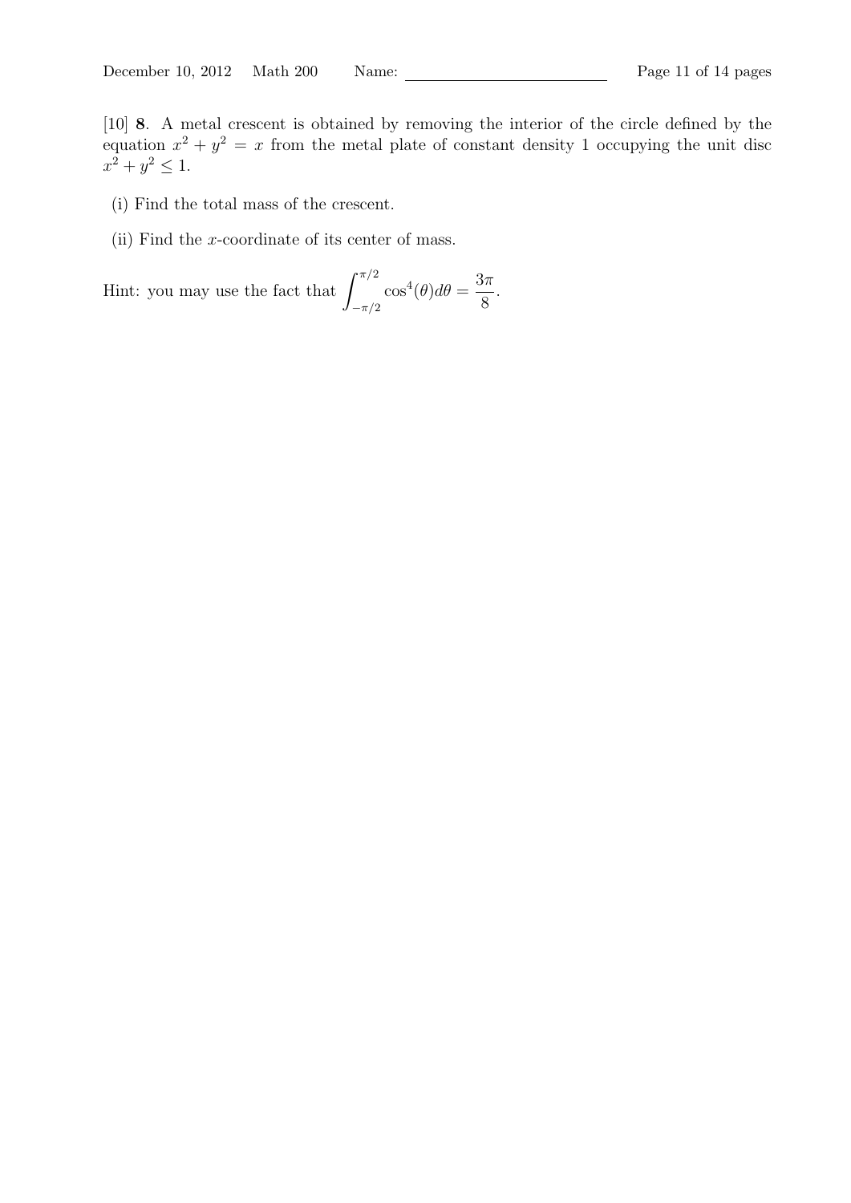[10] **8**. A metal crescent is obtained by removing the interior of the circle defined by the equation $x^2 + y^2 = x$ from the metal plate of constant density 1 occupying the unit disc $x^2 + y^2 \leq 1$.

(i) Find the total mass of the crescent.

(ii) Find the $x$-coordinate of its center of mass.

Hint: you may use the fact that $\displaystyle\int_{-\pi/2}^{\pi/2} \cos^4(\theta) d\theta = \frac{3\pi}{8}$.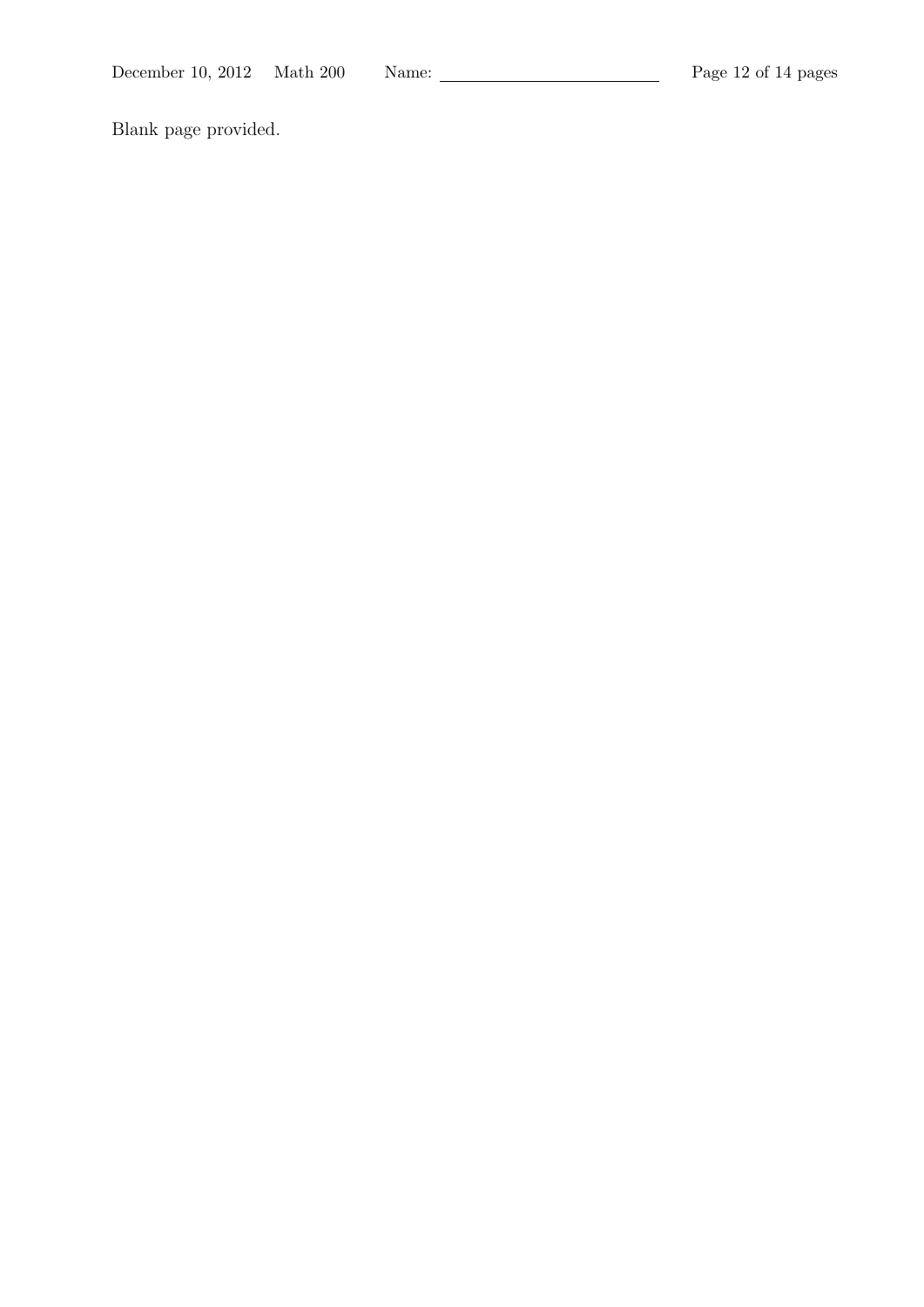Blank page provided.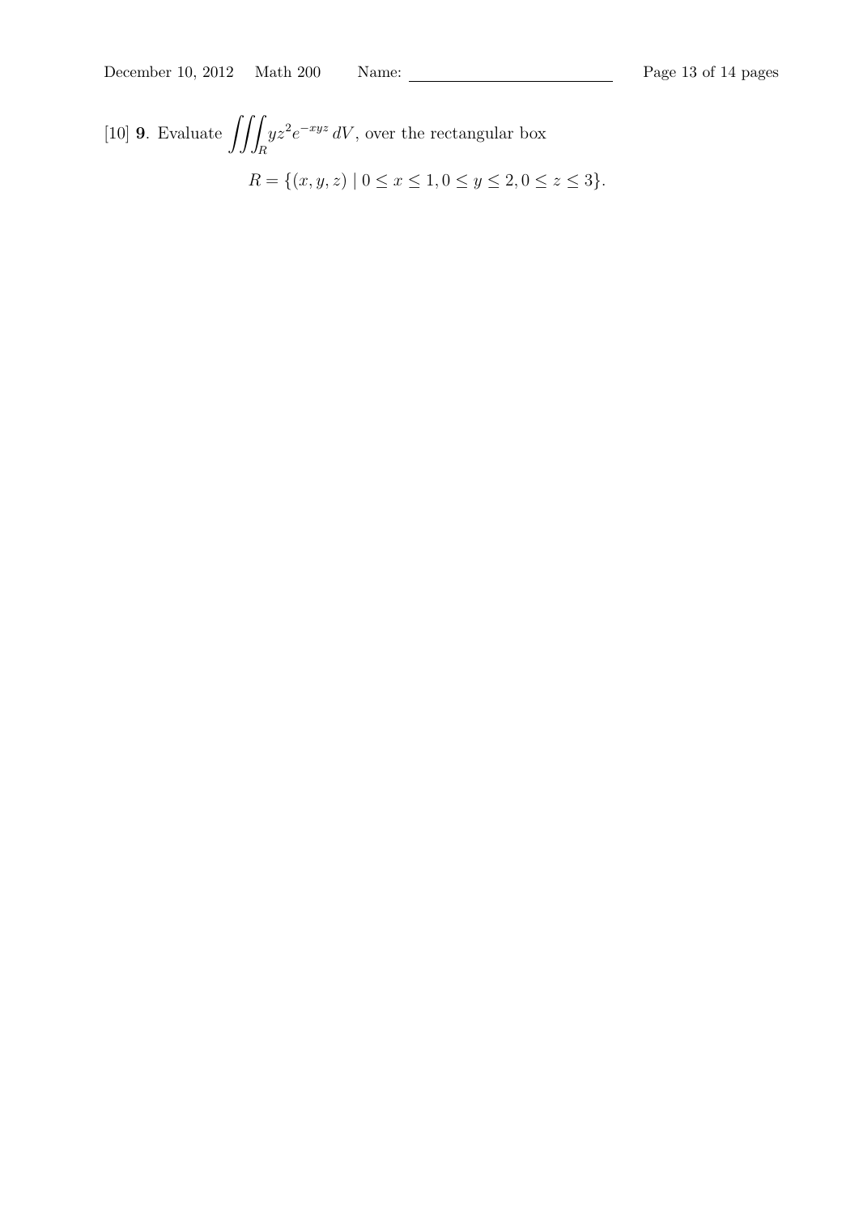[10] **9**. Evaluate $\iiint_R yz^2 e^{-xyz}\, dV$, over the rectangular box

$$R = \{(x, y, z) \mid 0 \le x \le 1, 0 \le y \le 2, 0 \le z \le 3\}.$$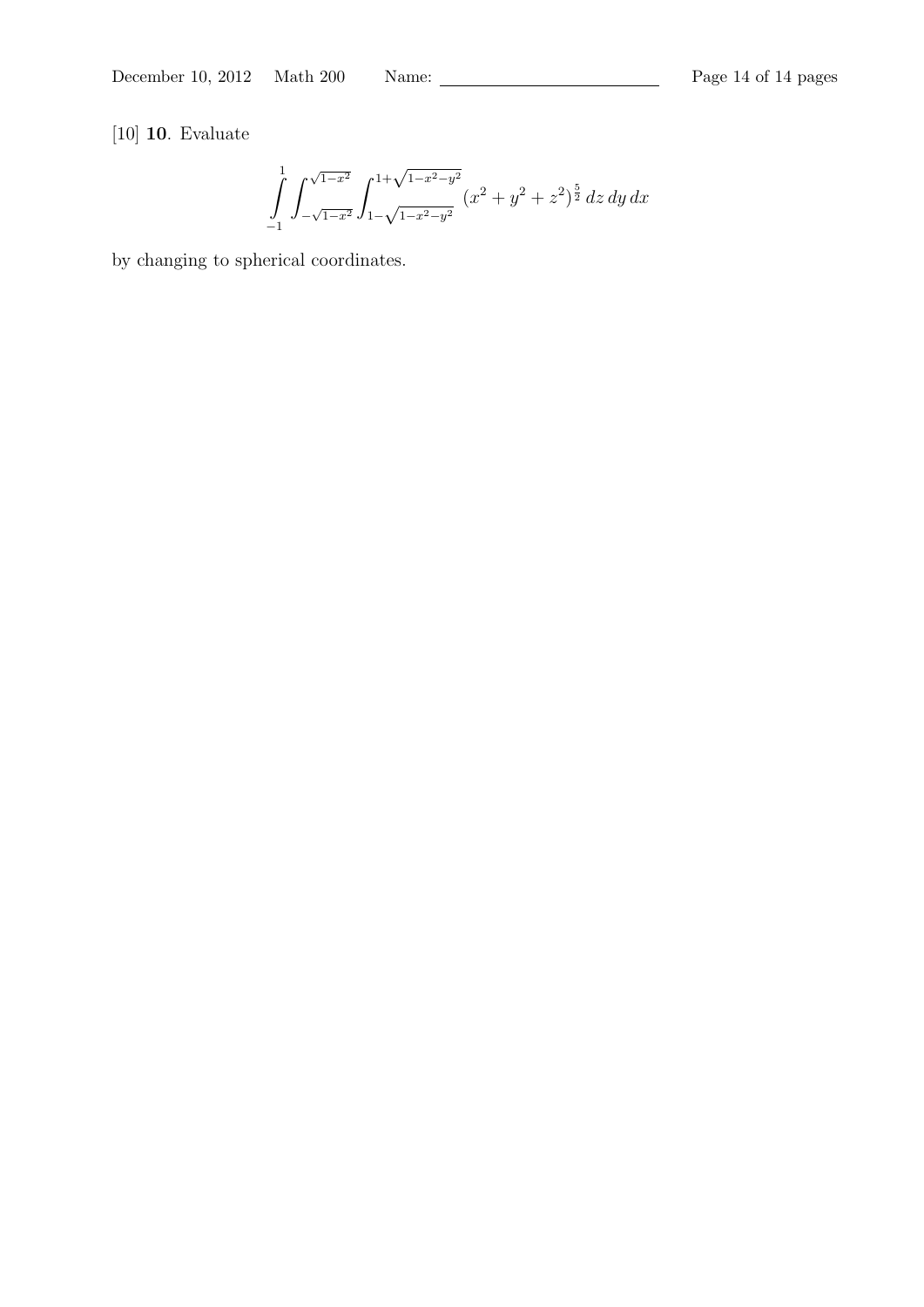[10] **10**. Evaluate

$$\int_{-1}^{1} \int_{-\sqrt{1-x^2}}^{\sqrt{1-x^2}} \int_{1-\sqrt{1-x^2-y^2}}^{1+\sqrt{1-x^2-y^2}} (x^2 + y^2 + z^2)^{\frac{5}{2}} \, dz \, dy \, dx$$

by changing to spherical coordinates.